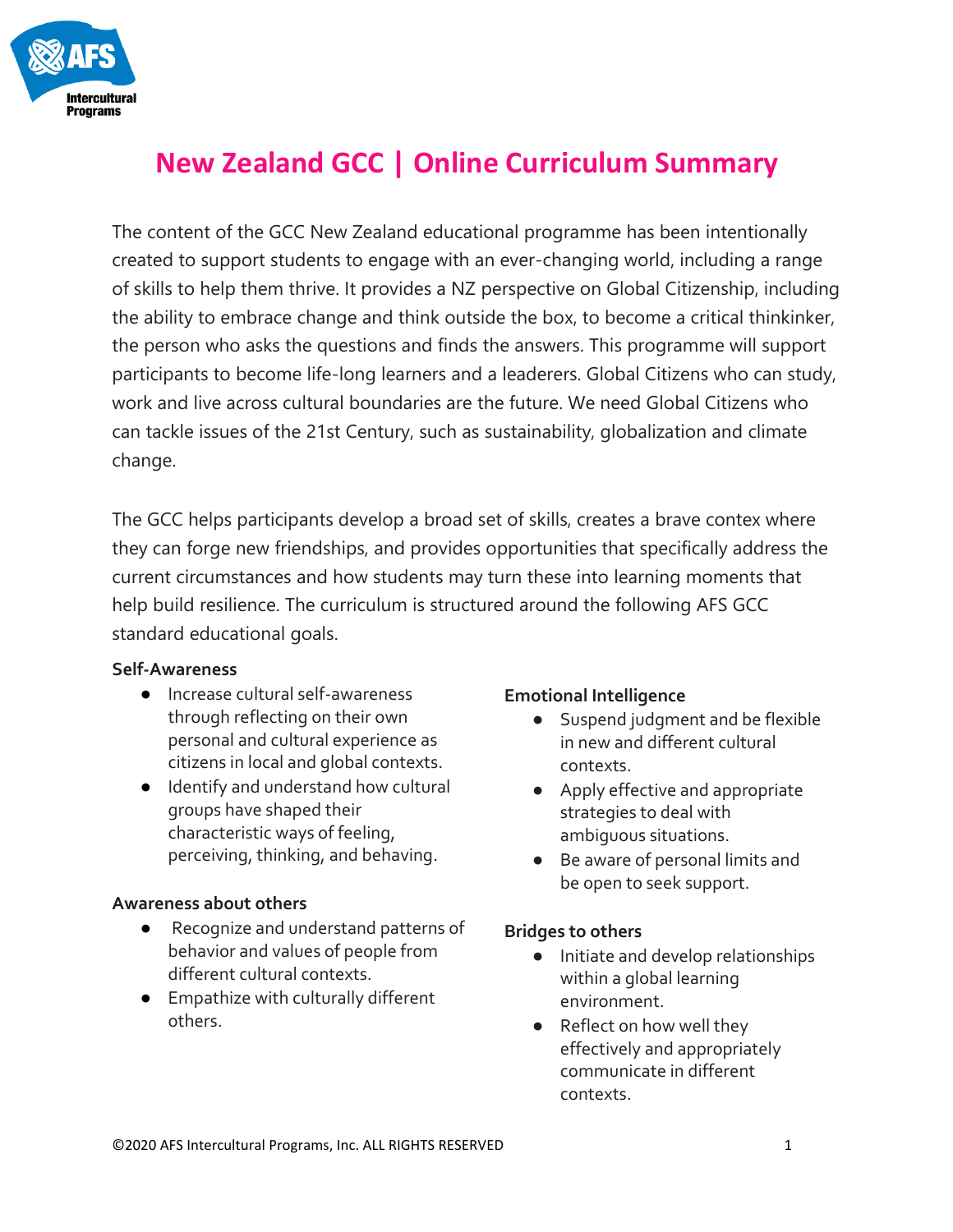# New Zealand GCC | Online Curriculum Summary

The content of the GCC New Zealand educational programme has been intentionally created to support students to engage with an ever-changing world, including a range of skills to help them thrive. It provides a NZ perspective on Global Citizenship, including the ability to embrace change and think outside the box, to become a critical thinkinker, the person who asks the questions and finds the answers. This programme will support participants to become life-long learners and a leaderers. Global Citizens who can study, work and live across cultural boundaries are the future. We need Global Citizens who can tackle issues of the 21st Century, such as sustainability, globalization and climate change.

The GCC helps participants develop a broad set of skills, creates a brave contex where they can forge new friendships, and provides opportunities that specifically address the current circumstances and how students may turn these into learning moments that help build resilience. The curriculum is structured around the following AFS GCC standard educational goals.

**Self-Awareness**

- Increase cultural self-awareness through reflecting on their own personal and cultural experience as citizens in local and global contexts.
- Identify and understand how cultural groups have shaped their characteristic ways of feeling, perceiving, thinking, and behaving.

**Awareness about others**

- Recognize and understand patterns of behavior and values of people from different cultural contexts.
- Empathize with culturally different others.

**Emotional Intelligence**

- Suspend judgment and be flexible in new and different cultural contexts.
- Apply effective and appropriate strategies to deal with ambiguous situations.
- Be aware of personal limits and be open to seek support.

**Bridges to others**

- Initiate and develop relationships within a global learning environment.
- Reflect on how well they effectively and appropriately communicate in different contexts.

©2020 AFS Intercultural Programs, Inc. ALL RIGHTS RESERVED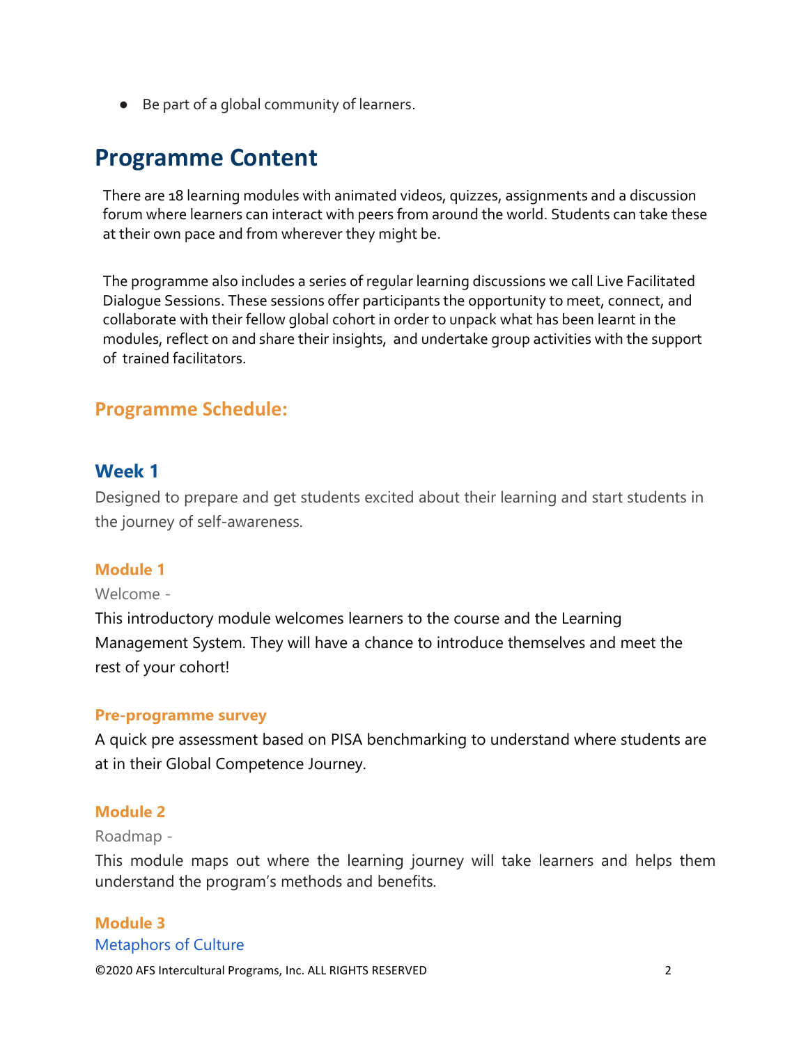- Be part of a global community of learners.

## Programme Content

There are 18 learning modules with animated videos, quizzes, assignments and a discussion forum where learners can interact with peers from around the world. Students can take these at their own pace and from wherever they might be.

The programme also includes a series of regular learning discussions we call Live Facilitated Dialogue Sessions. These sessions offer participants the opportunity to meet, connect, and collaborate with their fellow global cohort in order to unpack what has been learnt in the modules, reflect on and share their insights, and undertake group activities with the support of trained facilitators.

### Programme Schedule:

### Week 1

Designed to prepare and get students excited about their learning and start students in the journey of self-awareness.

#### Module 1

Welcome -

This introductory module welcomes learners to the course and the Learning Management System. They will have a chance to introduce themselves and meet the rest of your cohort!

#### Pre-programme survey

A quick pre assessment based on PISA benchmarking to understand where students are at in their Global Competence Journey.

#### Module 2

Roadmap -

This module maps out where the learning journey will take learners and helps them understand the program's methods and benefits.

#### Module 3

Metaphors of Culture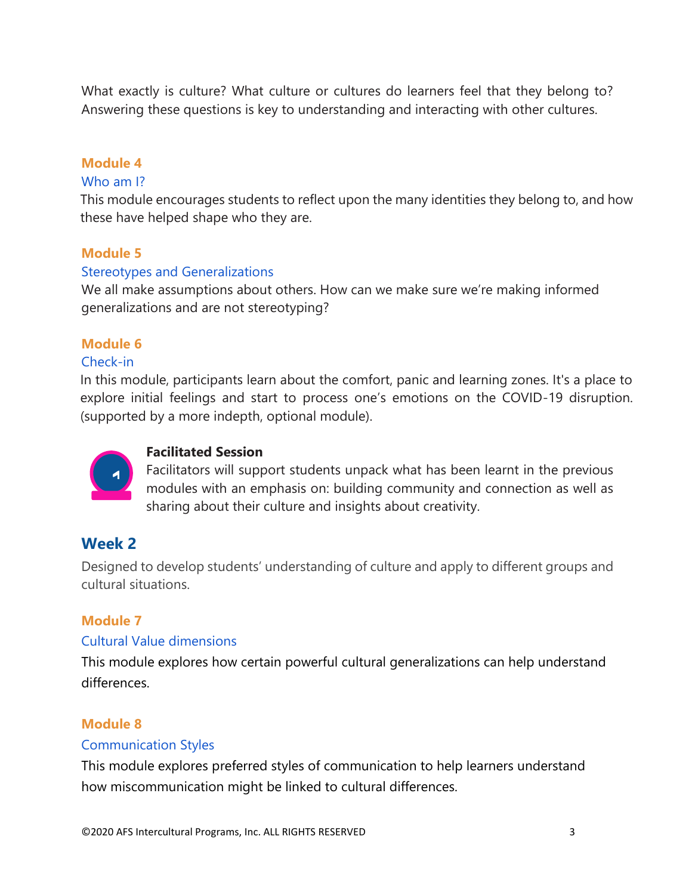What exactly is culture? What culture or cultures do learners feel that they belong to? Answering these questions is key to understanding and interacting with other cultures.

**Module 4**

Who am I?

This module encourages students to reflect upon the many identities they belong to, and how these have helped shape who they are.

**Module 5**

Stereotypes and Generalizations

We all make assumptions about others. How can we make sure we're making informed generalizations and are not stereotyping?

**Module 6**

Check-in

In this module, participants learn about the comfort, panic and learning zones. It's a place to explore initial feelings and start to process one's emotions on the COVID-19 disruption. (supported by a more indepth, optional module).

**Facilitated Session**

Facilitators will support students unpack what has been learnt in the previous modules with an emphasis on: building community and connection as well as sharing about their culture and insights about creativity.

## Week 2

Designed to develop students' understanding of culture and apply to different groups and cultural situations.

**Module 7**

Cultural Value dimensions

This module explores how certain powerful cultural generalizations can help understand differences.

**Module 8**

Communication Styles

This module explores preferred styles of communication to help learners understand how miscommunication might be linked to cultural differences.

©2020 AFS Intercultural Programs, Inc. ALL RIGHTS RESERVED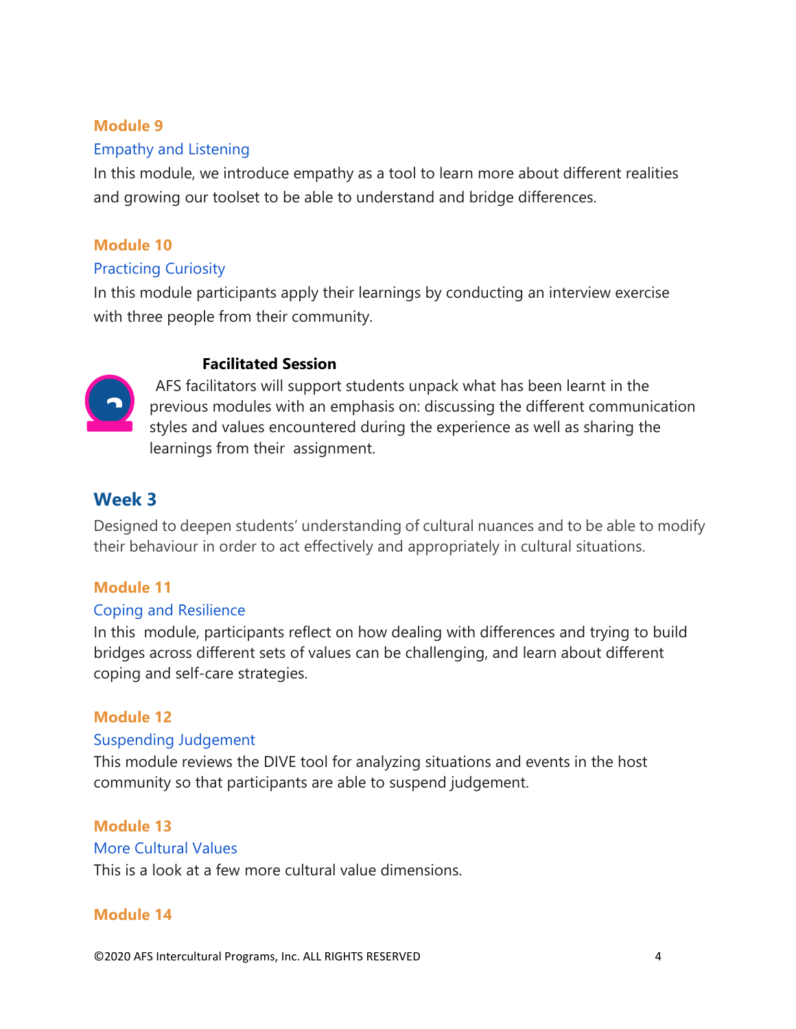**Module 9**

Empathy and Listening

In this module, we introduce empathy as a tool to learn more about different realities and growing our toolset to be able to understand and bridge differences.

**Module 10**

Practicing Curiosity

In this module participants apply their learnings by conducting an interview exercise with three people from their community.

**Facilitated Session**

AFS facilitators will support students unpack what has been learnt in the previous modules with an emphasis on: discussing the different communication styles and values encountered during the experience as well as sharing the learnings from their assignment.

## Week 3

Designed to deepen students' understanding of cultural nuances and to be able to modify their behaviour in order to act effectively and appropriately in cultural situations.

**Module 11**

Coping and Resilience

In this module, participants reflect on how dealing with differences and trying to build bridges across different sets of values can be challenging, and learn about different coping and self-care strategies.

**Module 12**

Suspending Judgement

This module reviews the DIVE tool for analyzing situations and events in the host community so that participants are able to suspend judgement.

**Module 13**

More Cultural Values

This is a look at a few more cultural value dimensions.

**Module 14**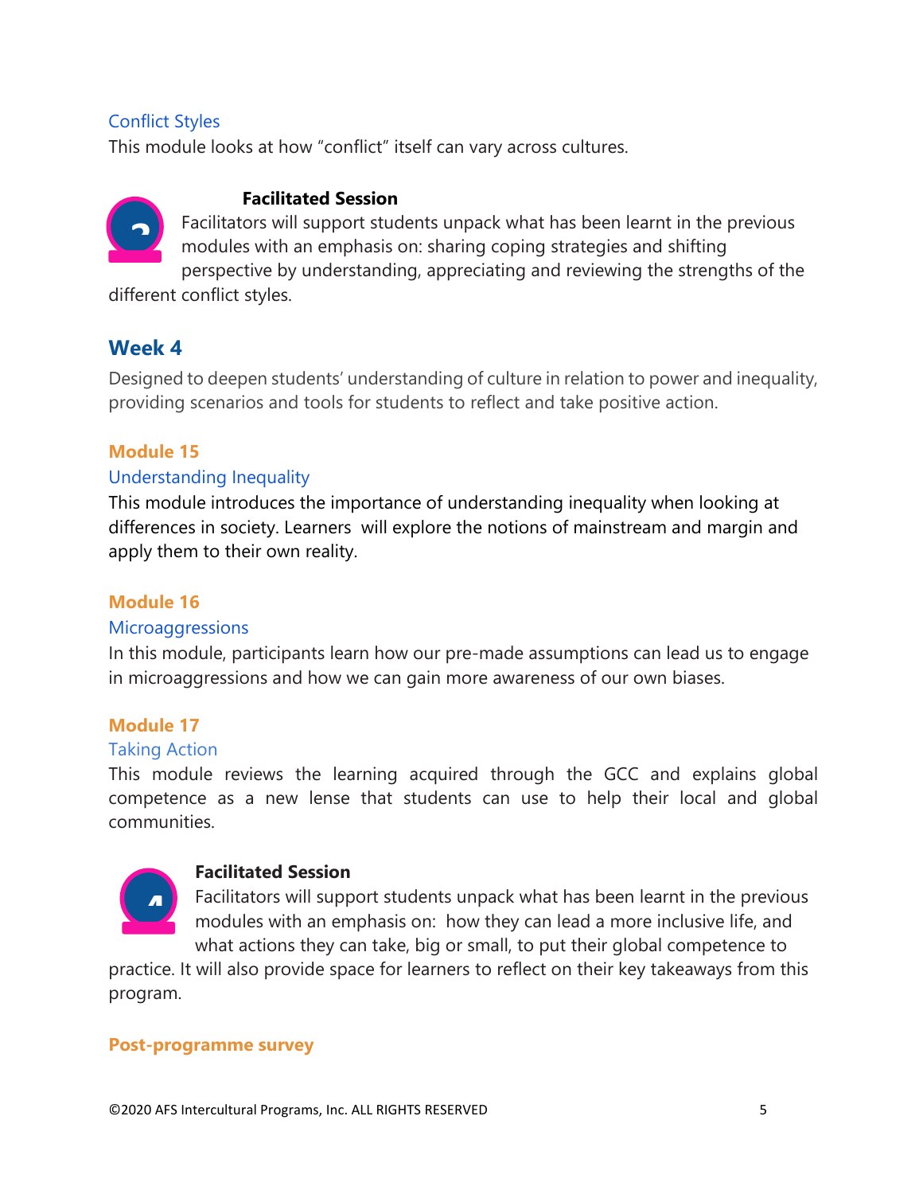### Conflict Styles

This module looks at how "conflict" itself can vary across cultures.

**Facilitated Session**

Facilitators will support students unpack what has been learnt in the previous modules with an emphasis on: sharing coping strategies and shifting perspective by understanding, appreciating and reviewing the strengths of the different conflict styles.

## Week 4

Designed to deepen students' understanding of culture in relation to power and inequality, providing scenarios and tools for students to reflect and take positive action.

**Module 15**

### Understanding Inequality

This module introduces the importance of understanding inequality when looking at differences in society. Learners will explore the notions of mainstream and margin and apply them to their own reality.

**Module 16**

### Microaggressions

In this module, participants learn how our pre-made assumptions can lead us to engage in microaggressions and how we can gain more awareness of our own biases.

**Module 17**

### Taking Action

This module reviews the learning acquired through the GCC and explains global competence as a new lense that students can use to help their local and global communities.

**Facilitated Session**

Facilitators will support students unpack what has been learnt in the previous modules with an emphasis on: how they can lead a more inclusive life, and what actions they can take, big or small, to put their global competence to practice. It will also provide space for learners to reflect on their key takeaways from this program.

**Post-programme survey**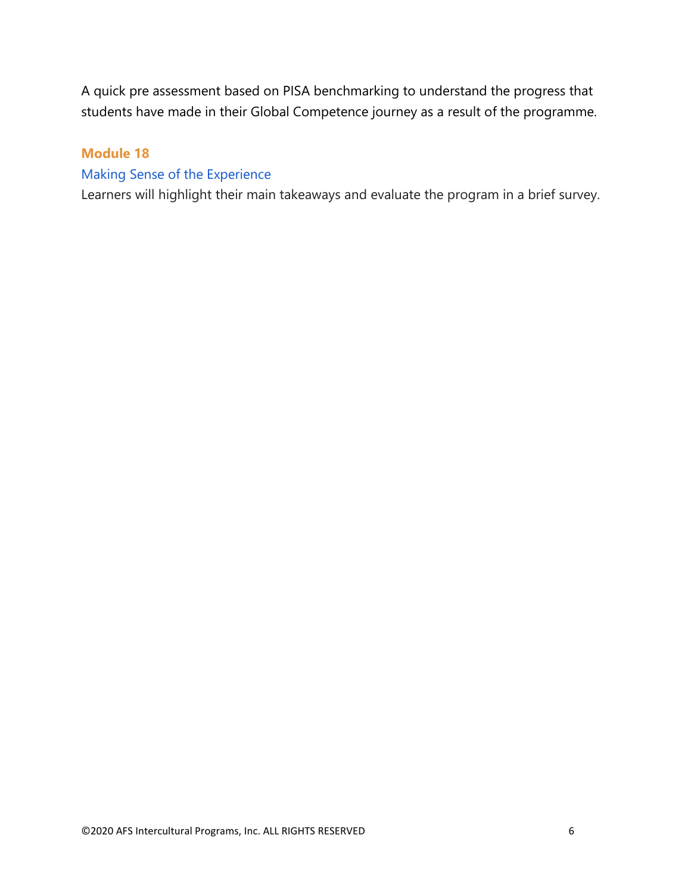A quick pre assessment based on PISA benchmarking to understand the progress that students have made in their Global Competence journey as a result of the programme.

### Module 18

Making Sense of the Experience

Learners will highlight their main takeaways and evaluate the program in a brief survey.